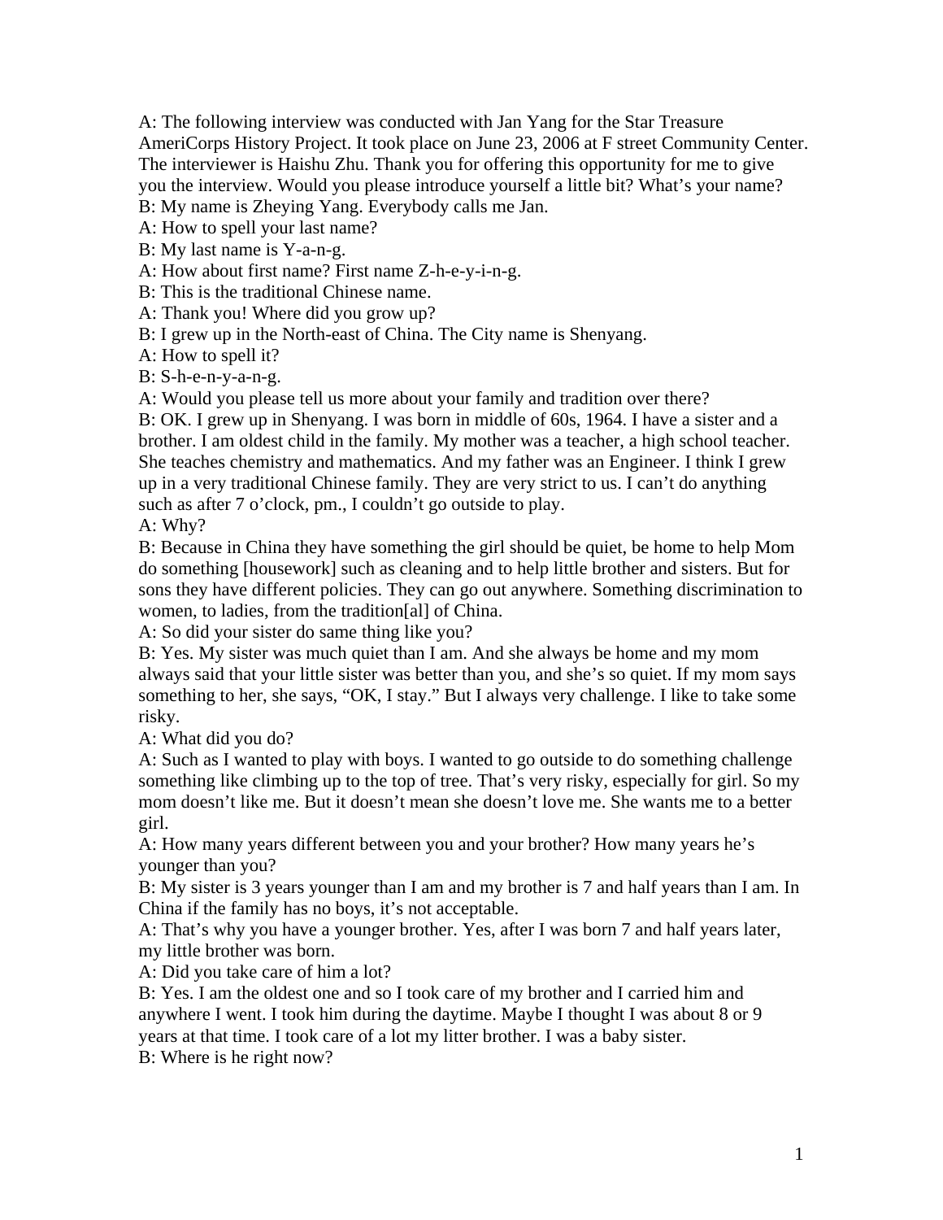A: The following interview was conducted with Jan Yang for the Star Treasure AmeriCorps History Project. It took place on June 23, 2006 at F street Community Center. The interviewer is Haishu Zhu. Thank you for offering this opportunity for me to give you the interview. Would you please introduce yourself a little bit? What's your name?

B: My name is Zheying Yang. Everybody calls me Jan.

A: How to spell your last name?

B: My last name is Y-a-n-g.

A: How about first name? First name Z-h-e-y-i-n-g.

B: This is the traditional Chinese name.

A: Thank you! Where did you grow up?

B: I grew up in the North-east of China. The City name is Shenyang.

A: How to spell it?

B: S-h-e-n-y-a-n-g.

A: Would you please tell us more about your family and tradition over there?

B: OK. I grew up in Shenyang. I was born in middle of 60s, 1964. I have a sister and a brother. I am oldest child in the family. My mother was a teacher, a high school teacher. She teaches chemistry and mathematics. And my father was an Engineer. I think I grew up in a very traditional Chinese family. They are very strict to us. I can't do anything such as after 7 o'clock, pm., I couldn't go outside to play.

A: Why?

B: Because in China they have something the girl should be quiet, be home to help Mom do something [housework] such as cleaning and to help little brother and sisters. But for sons they have different policies. They can go out anywhere. Something discrimination to women, to ladies, from the tradition[al] of China.

A: So did your sister do same thing like you?

B: Yes. My sister was much quiet than I am. And she always be home and my mom always said that your little sister was better than you, and she's so quiet. If my mom says something to her, she says, "OK, I stay." But I always very challenge. I like to take some risky.

A: What did you do?

A: Such as I wanted to play with boys. I wanted to go outside to do something challenge something like climbing up to the top of tree. That's very risky, especially for girl. So my mom doesn't like me. But it doesn't mean she doesn't love me. She wants me to a better girl.

A: How many years different between you and your brother? How many years he's younger than you?

B: My sister is 3 years younger than I am and my brother is 7 and half years than I am. In China if the family has no boys, it's not acceptable.

A: That's why you have a younger brother. Yes, after I was born 7 and half years later, my little brother was born.

A: Did you take care of him a lot?

B: Yes. I am the oldest one and so I took care of my brother and I carried him and anywhere I went. I took him during the daytime. Maybe I thought I was about 8 or 9 years at that time. I took care of a lot my litter brother. I was a baby sister.

B: Where is he right now?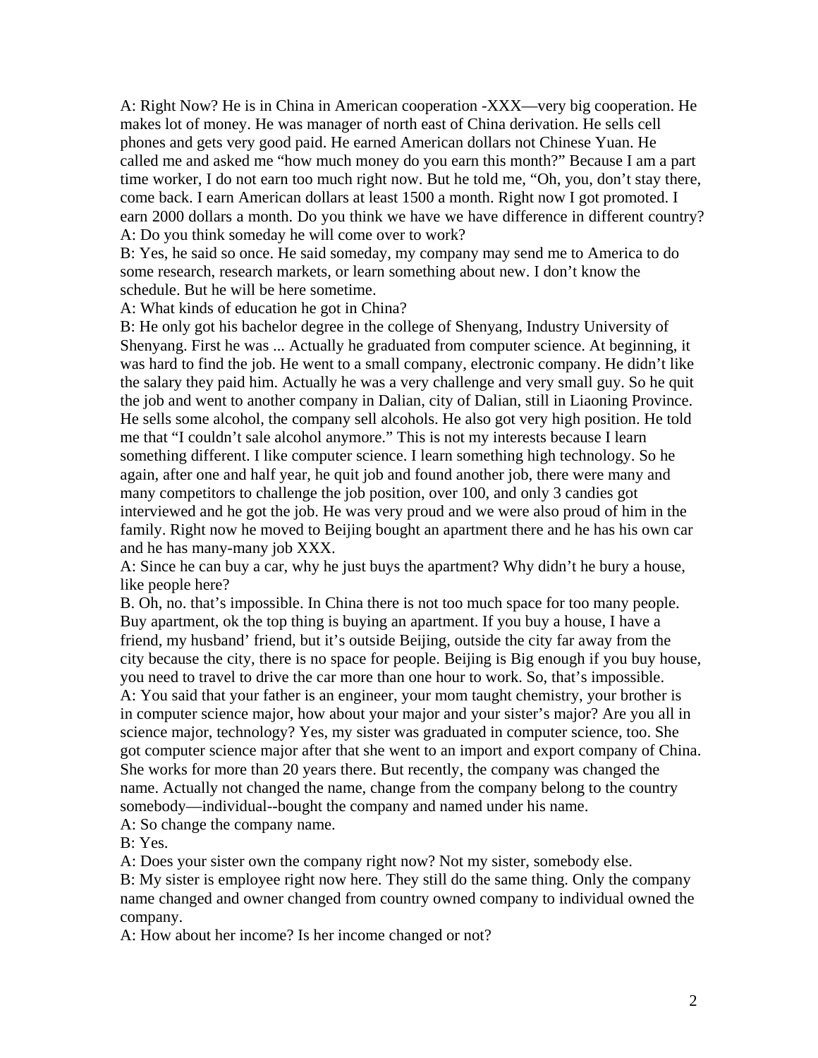A: Right Now? He is in China in American cooperation -XXX—very big cooperation. He makes lot of money. He was manager of north east of China derivation. He sells cell phones and gets very good paid. He earned American dollars not Chinese Yuan. He called me and asked me "how much money do you earn this month?" Because I am a part time worker, I do not earn too much right now. But he told me, "Oh, you, don't stay there, come back. I earn American dollars at least 1500 a month. Right now I got promoted. I earn 2000 dollars a month. Do you think we have we have difference in different country?

A: Do you think someday he will come over to work?

B: Yes, he said so once. He said someday, my company may send me to America to do some research, research markets, or learn something about new. I don't know the schedule. But he will be here sometime.

A: What kinds of education he got in China?

B: He only got his bachelor degree in the college of Shenyang, Industry University of Shenyang. First he was ... Actually he graduated from computer science. At beginning, it was hard to find the job. He went to a small company, electronic company. He didn't like the salary they paid him. Actually he was a very challenge and very small guy. So he quit the job and went to another company in Dalian, city of Dalian, still in Liaoning Province. He sells some alcohol, the company sell alcohols. He also got very high position. He told me that "I couldn't sale alcohol anymore." This is not my interests because I learn something different. I like computer science. I learn something high technology. So he again, after one and half year, he quit job and found another job, there were many and many competitors to challenge the job position, over 100, and only 3 candies got interviewed and he got the job. He was very proud and we were also proud of him in the family. Right now he moved to Beijing bought an apartment there and he has his own car and he has many-many job XXX.

A: Since he can buy a car, why he just buys the apartment? Why didn't he bury a house, like people here?

B. Oh, no. that's impossible. In China there is not too much space for too many people. Buy apartment, ok the top thing is buying an apartment. If you buy a house, I have a friend, my husband' friend, but it's outside Beijing, outside the city far away from the city because the city, there is no space for people. Beijing is Big enough if you buy house, you need to travel to drive the car more than one hour to work. So, that's impossible.

A: You said that your father is an engineer, your mom taught chemistry, your brother is in computer science major, how about your major and your sister's major? Are you all in science major, technology? Yes, my sister was graduated in computer science, too. She got computer science major after that she went to an import and export company of China. She works for more than 20 years there. But recently, the company was changed the name. Actually not changed the name, change from the company belong to the country somebody—individual--bought the company and named under his name.

A: So change the company name.

B: Yes.

A: Does your sister own the company right now? Not my sister, somebody else.

B: My sister is employee right now here. They still do the same thing. Only the company name changed and owner changed from country owned company to individual owned the company.

A: How about her income? Is her income changed or not?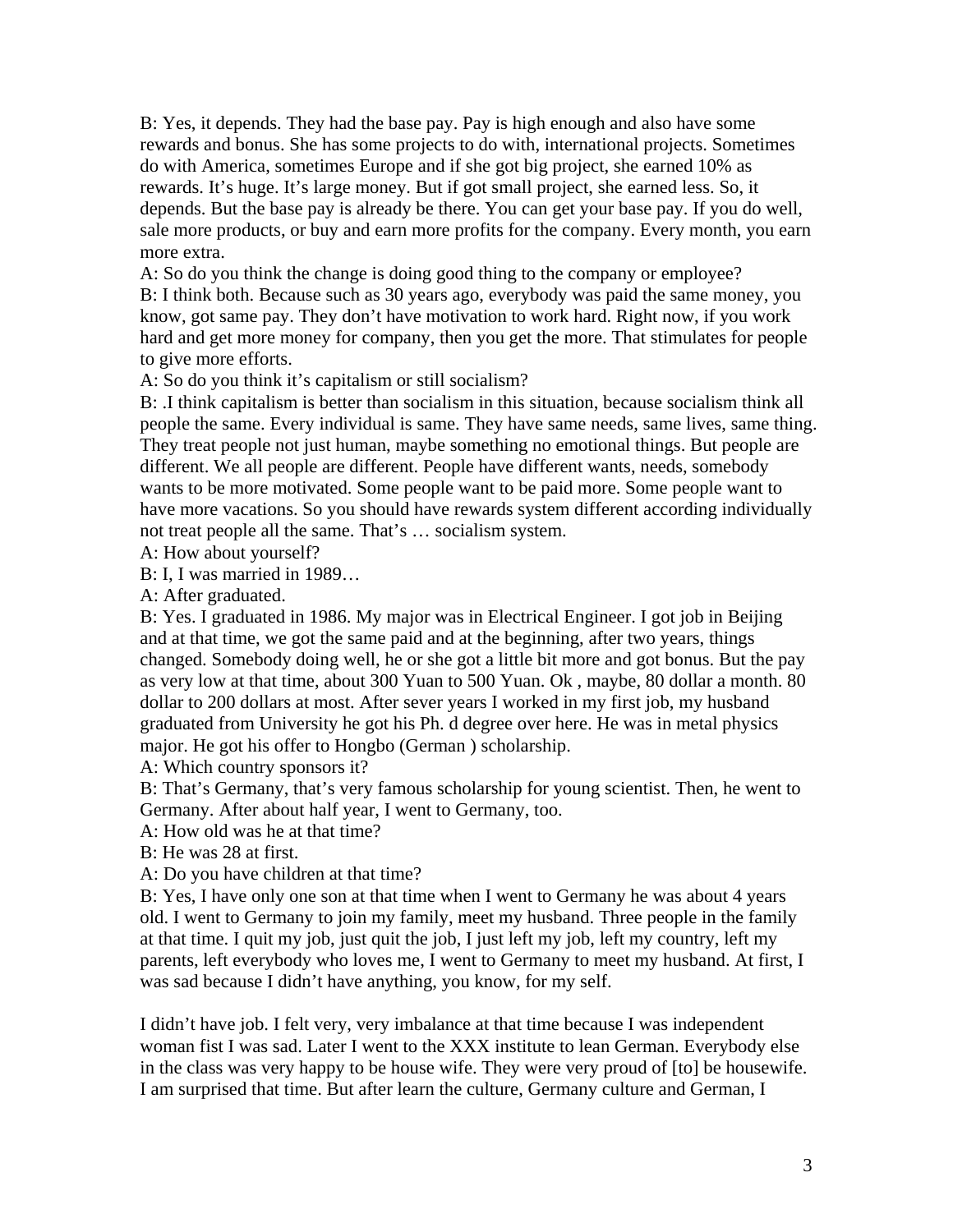B: Yes, it depends. They had the base pay. Pay is high enough and also have some rewards and bonus. She has some projects to do with, international projects. Sometimes do with America, sometimes Europe and if she got big project, she earned 10% as rewards. It's huge. It's large money. But if got small project, she earned less. So, it depends. But the base pay is already be there. You can get your base pay. If you do well, sale more products, or buy and earn more profits for the company. Every month, you earn more extra.

A: So do you think the change is doing good thing to the company or employee?

B: I think both. Because such as 30 years ago, everybody was paid the same money, you know, got same pay. They don't have motivation to work hard. Right now, if you work hard and get more money for company, then you get the more. That stimulates for people to give more efforts.

A: So do you think it's capitalism or still socialism?

B: .I think capitalism is better than socialism in this situation, because socialism think all people the same. Every individual is same. They have same needs, same lives, same thing. They treat people not just human, maybe something no emotional things. But people are different. We all people are different. People have different wants, needs, somebody wants to be more motivated. Some people want to be paid more. Some people want to have more vacations. So you should have rewards system different according individually not treat people all the same. That's … socialism system.

A: How about yourself?

B: I, I was married in 1989…

A: After graduated.

B: Yes. I graduated in 1986. My major was in Electrical Engineer. I got job in Beijing and at that time, we got the same paid and at the beginning, after two years, things changed. Somebody doing well, he or she got a little bit more and got bonus. But the pay as very low at that time, about 300 Yuan to 500 Yuan. Ok , maybe, 80 dollar a month. 80 dollar to 200 dollars at most. After sever years I worked in my first job, my husband graduated from University he got his Ph. d degree over here. He was in metal physics major. He got his offer to Hongbo (German ) scholarship.

A: Which country sponsors it?

B: That's Germany, that's very famous scholarship for young scientist. Then, he went to Germany. After about half year, I went to Germany, too.

A: How old was he at that time?

B: He was 28 at first.

A: Do you have children at that time?

B: Yes, I have only one son at that time when I went to Germany he was about 4 years old. I went to Germany to join my family, meet my husband. Three people in the family at that time. I quit my job, just quit the job, I just left my job, left my country, left my parents, left everybody who loves me, I went to Germany to meet my husband. At first, I was sad because I didn't have anything, you know, for my self.

I didn't have job. I felt very, very imbalance at that time because I was independent woman fist I was sad. Later I went to the XXX institute to lean German. Everybody else in the class was very happy to be house wife. They were very proud of [to] be housewife. I am surprised that time. But after learn the culture, Germany culture and German, I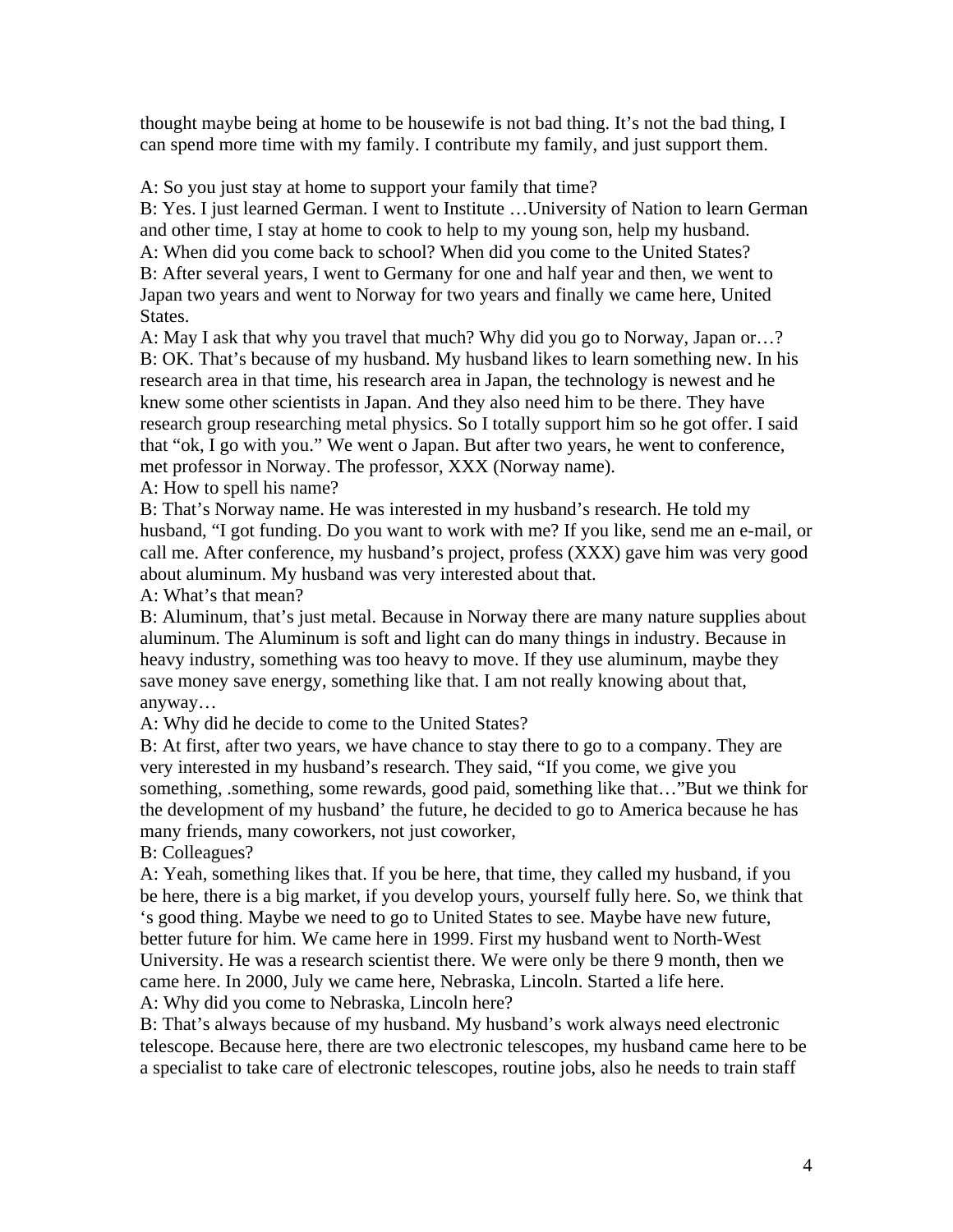thought maybe being at home to be housewife is not bad thing. It's not the bad thing, I can spend more time with my family. I contribute my family, and just support them.

A: So you just stay at home to support your family that time?
B: Yes. I just learned German. I went to Institute …University of Nation to learn German and other time, I stay at home to cook to help to my young son, help my husband.
A: When did you come back to school? When did you come to the United States?
B: After several years, I went to Germany for one and half year and then, we went to Japan two years and went to Norway for two years and finally we came here, United States.
A: May I ask that why you travel that much? Why did you go to Norway, Japan or…?
B: OK. That's because of my husband. My husband likes to learn something new. In his research area in that time, his research area in Japan, the technology is newest and he knew some other scientists in Japan. And they also need him to be there. They have research group researching metal physics. So I totally support him so he got offer. I said that "ok, I go with you." We went o Japan. But after two years, he went to conference, met professor in Norway. The professor, XXX (Norway name).
A: How to spell his name?
B: That's Norway name. He was interested in my husband's research. He told my husband, "I got funding. Do you want to work with me? If you like, send me an e-mail, or call me. After conference, my husband's project, profess (XXX) gave him was very good about aluminum. My husband was very interested about that.
A: What's that mean?
B: Aluminum, that's just metal. Because in Norway there are many nature supplies about aluminum. The Aluminum is soft and light can do many things in industry. Because in heavy industry, something was too heavy to move. If they use aluminum, maybe they save money save energy, something like that. I am not really knowing about that, anyway…
A: Why did he decide to come to the United States?
B: At first, after two years, we have chance to stay there to go to a company. They are very interested in my husband's research. They said, "If you come, we give you something, .something, some rewards, good paid, something like that…"But we think for the development of my husband' the future, he decided to go to America because he has many friends, many coworkers, not just coworker,
B: Colleagues?
A: Yeah, something likes that. If you be here, that time, they called my husband, if you be here, there is a big market, if you develop yours, yourself fully here. So, we think that 's good thing. Maybe we need to go to United States to see. Maybe have new future, better future for him. We came here in 1999. First my husband went to North-West University. He was a research scientist there. We were only be there 9 month, then we came here. In 2000, July we came here, Nebraska, Lincoln. Started a life here.
A: Why did you come to Nebraska, Lincoln here?
B: That's always because of my husband. My husband's work always need electronic telescope. Because here, there are two electronic telescopes, my husband came here to be a specialist to take care of electronic telescopes, routine jobs, also he needs to train staff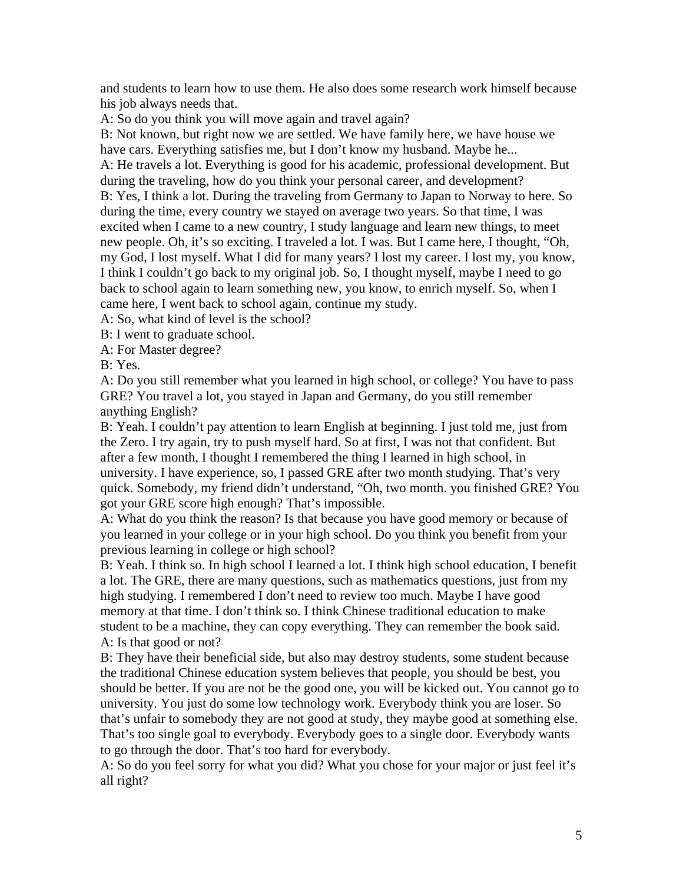and students to learn how to use them. He also does some research work himself because his job always needs that.

A: So do you think you will move again and travel again?

B: Not known, but right now we are settled. We have family here, we have house we have cars. Everything satisfies me, but I don't know my husband. Maybe he...

A: He travels a lot. Everything is good for his academic, professional development. But during the traveling, how do you think your personal career, and development?

B: Yes, I think a lot. During the traveling from Germany to Japan to Norway to here. So during the time, every country we stayed on average two years. So that time, I was excited when I came to a new country, I study language and learn new things, to meet new people. Oh, it's so exciting. I traveled a lot. I was. But I came here, I thought, "Oh, my God, I lost myself. What I did for many years? I lost my career. I lost my, you know, I think I couldn't go back to my original job. So, I thought myself, maybe I need to go back to school again to learn something new, you know, to enrich myself. So, when I came here, I went back to school again, continue my study.

A: So, what kind of level is the school?

B: I went to graduate school.

A: For Master degree?

B: Yes.

A: Do you still remember what you learned in high school, or college? You have to pass GRE? You travel a lot, you stayed in Japan and Germany, do you still remember anything English?

B: Yeah. I couldn't pay attention to learn English at beginning. I just told me, just from the Zero. I try again, try to push myself hard. So at first, I was not that confident. But after a few month, I thought I remembered the thing I learned in high school, in university. I have experience, so, I passed GRE after two month studying. That's very quick. Somebody, my friend didn't understand, "Oh, two month. you finished GRE? You got your GRE score high enough? That's impossible.

A: What do you think the reason? Is that because you have good memory or because of you learned in your college or in your high school. Do you think you benefit from your previous learning in college or high school?

B: Yeah. I think so. In high school I learned a lot. I think high school education, I benefit a lot. The GRE, there are many questions, such as mathematics questions, just from my high studying. I remembered I don't need to review too much. Maybe I have good memory at that time. I don't think so. I think Chinese traditional education to make student to be a machine, they can copy everything. They can remember the book said.

A: Is that good or not?

B: They have their beneficial side, but also may destroy students, some student because the traditional Chinese education system believes that people, you should be best, you should be better. If you are not be the good one, you will be kicked out. You cannot go to university. You just do some low technology work. Everybody think you are loser. So that's unfair to somebody they are not good at study, they maybe good at something else. That's too single goal to everybody. Everybody goes to a single door. Everybody wants to go through the door. That's too hard for everybody.

A: So do you feel sorry for what you did? What you chose for your major or just feel it's all right?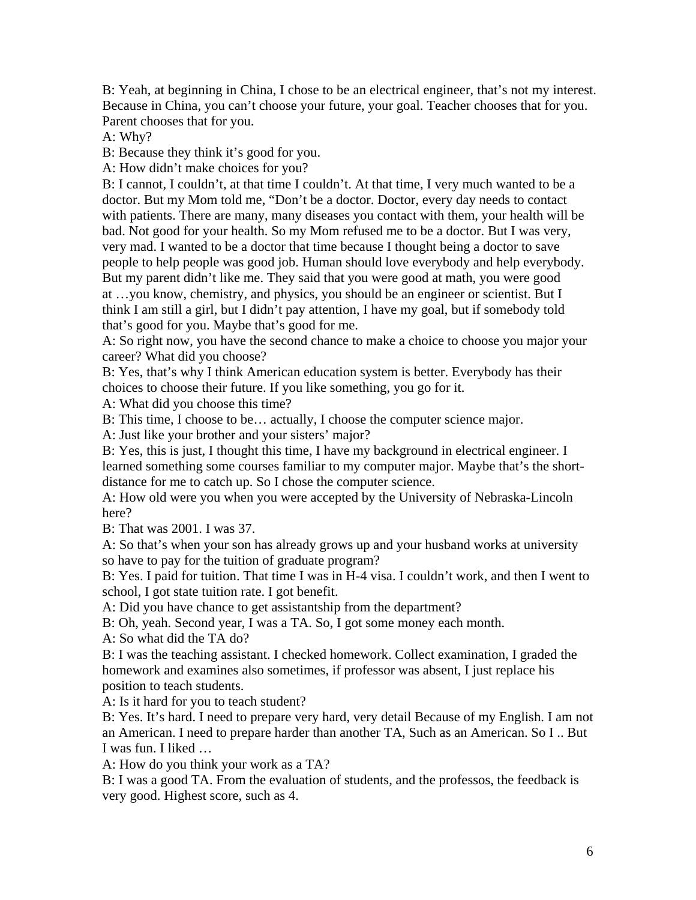B: Yeah, at beginning in China, I chose to be an electrical engineer, that's not my interest. Because in China, you can't choose your future, your goal. Teacher chooses that for you. Parent chooses that for you.

A: Why?

B: Because they think it's good for you.

A: How didn't make choices for you?

B: I cannot, I couldn't, at that time I couldn't. At that time, I very much wanted to be a doctor. But my Mom told me, "Don't be a doctor. Doctor, every day needs to contact with patients. There are many, many diseases you contact with them, your health will be bad. Not good for your health. So my Mom refused me to be a doctor. But I was very, very mad. I wanted to be a doctor that time because I thought being a doctor to save people to help people was good job. Human should love everybody and help everybody. But my parent didn't like me. They said that you were good at math, you were good at …you know, chemistry, and physics, you should be an engineer or scientist. But I think I am still a girl, but I didn't pay attention, I have my goal, but if somebody told that's good for you. Maybe that's good for me.

A: So right now, you have the second chance to make a choice to choose you major your career? What did you choose?

B: Yes, that's why I think American education system is better. Everybody has their choices to choose their future. If you like something, you go for it.

A: What did you choose this time?

B: This time, I choose to be… actually, I choose the computer science major.

A: Just like your brother and your sisters' major?

B: Yes, this is just, I thought this time, I have my background in electrical engineer. I learned something some courses familiar to my computer major. Maybe that's the short-distance for me to catch up. So I chose the computer science.

A: How old were you when you were accepted by the University of Nebraska-Lincoln here?

B: That was 2001. I was 37.

A: So that's when your son has already grows up and your husband works at university so have to pay for the tuition of graduate program?

B: Yes. I paid for tuition. That time I was in H-4 visa. I couldn't work, and then I went to school, I got state tuition rate. I got benefit.

A: Did you have chance to get assistantship from the department?

B: Oh, yeah. Second year, I was a TA. So, I got some money each month.

A: So what did the TA do?

B: I was the teaching assistant. I checked homework. Collect examination, I graded the homework and examines also sometimes, if professor was absent, I just replace his position to teach students.

A: Is it hard for you to teach student?

B: Yes. It's hard. I need to prepare very hard, very detail Because of my English. I am not an American. I need to prepare harder than another TA, Such as an American. So I .. But I was fun. I liked …

A: How do you think your work as a TA?

B: I was a good TA. From the evaluation of students, and the professos, the feedback is very good. Highest score, such as 4.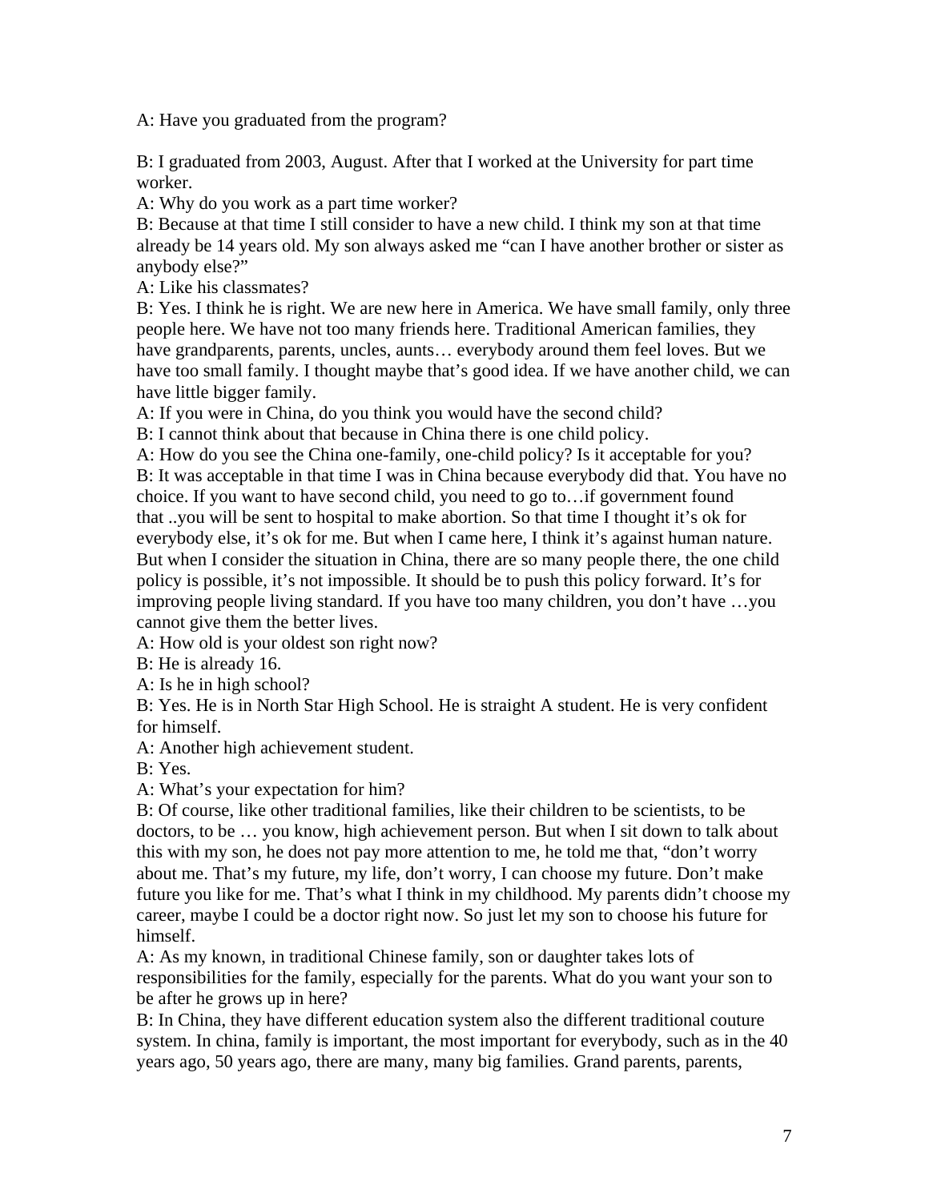A: Have you graduated from the program?

B: I graduated from 2003, August. After that I worked at the University for part time worker.
A: Why do you work as a part time worker?
B: Because at that time I still consider to have a new child. I think my son at that time already be 14 years old. My son always asked me "can I have another brother or sister as anybody else?"
A: Like his classmates?
B: Yes. I think he is right. We are new here in America. We have small family, only three people here. We have not too many friends here. Traditional American families, they have grandparents, parents, uncles, aunts… everybody around them feel loves. But we have too small family. I thought maybe that's good idea. If we have another child, we can have little bigger family.
A: If you were in China, do you think you would have the second child?
B: I cannot think about that because in China there is one child policy.
A: How do you see the China one-family, one-child policy? Is it acceptable for you?
B: It was acceptable in that time I was in China because everybody did that. You have no choice. If you want to have second child, you need to go to…if government found that ..you will be sent to hospital to make abortion. So that time I thought it's ok for everybody else, it's ok for me. But when I came here, I think it's against human nature. But when I consider the situation in China, there are so many people there, the one child policy is possible, it's not impossible. It should be to push this policy forward. It's for improving people living standard. If you have too many children, you don't have …you cannot give them the better lives.
A: How old is your oldest son right now?
B: He is already 16.
A: Is he in high school?
B: Yes. He is in North Star High School. He is straight A student. He is very confident for himself.
A: Another high achievement student.
B: Yes.
A: What's your expectation for him?
B: Of course, like other traditional families, like their children to be scientists, to be doctors, to be … you know, high achievement person. But when I sit down to talk about this with my son, he does not pay more attention to me, he told me that, "don't worry about me. That's my future, my life, don't worry, I can choose my future. Don't make future you like for me. That's what I think in my childhood. My parents didn't choose my career, maybe I could be a doctor right now. So just let my son to choose his future for himself.
A: As my known, in traditional Chinese family, son or daughter takes lots of responsibilities for the family, especially for the parents. What do you want your son to be after he grows up in here?
B: In China, they have different education system also the different traditional couture system. In china, family is important, the most important for everybody, such as in the 40 years ago, 50 years ago, there are many, many big families. Grand parents, parents,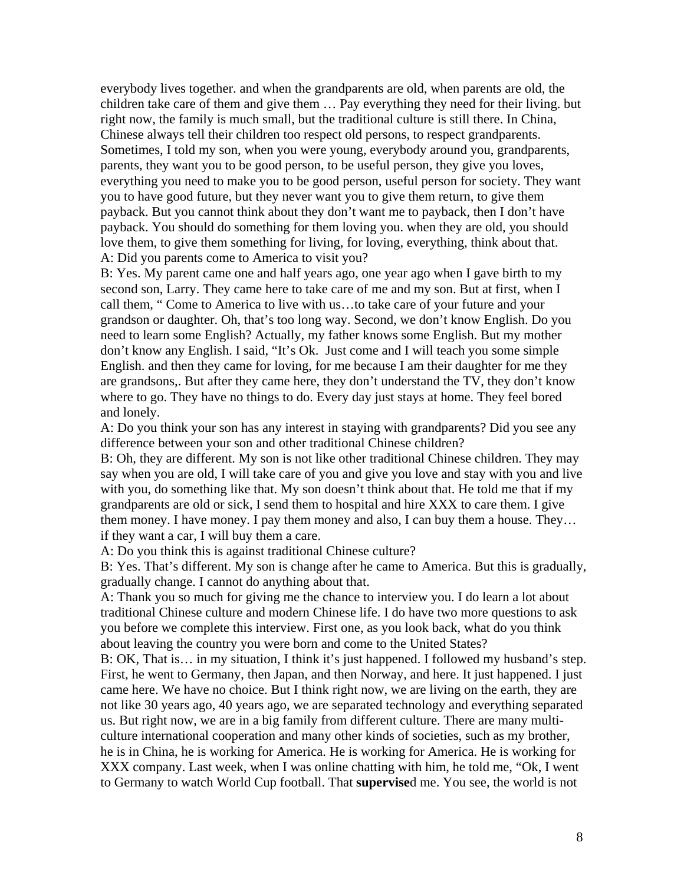everybody lives together. and when the grandparents are old, when parents are old, the children take care of them and give them … Pay everything they need for their living. but right now, the family is much small, but the traditional culture is still there. In China, Chinese always tell their children too respect old persons, to respect grandparents. Sometimes, I told my son, when you were young, everybody around you, grandparents, parents, they want you to be good person, to be useful person, they give you loves, everything you need to make you to be good person, useful person for society. They want you to have good future, but they never want you to give them return, to give them payback. But you cannot think about they don't want me to payback, then I don't have payback. You should do something for them loving you. when they are old, you should love them, to give them something for living, for loving, everything, think about that.

A: Did you parents come to America to visit you?

B: Yes. My parent came one and half years ago, one year ago when I gave birth to my second son, Larry. They came here to take care of me and my son. But at first, when I call them, " Come to America to live with us…to take care of your future and your grandson or daughter. Oh, that's too long way. Second, we don't know English. Do you need to learn some English? Actually, my father knows some English. But my mother don't know any English. I said, "It's Ok. Just come and I will teach you some simple English. and then they came for loving, for me because I am their daughter for me they are grandsons,. But after they came here, they don't understand the TV, they don't know where to go. They have no things to do. Every day just stays at home. They feel bored and lonely.

A: Do you think your son has any interest in staying with grandparents? Did you see any difference between your son and other traditional Chinese children?

B: Oh, they are different. My son is not like other traditional Chinese children. They may say when you are old, I will take care of you and give you love and stay with you and live with you, do something like that. My son doesn't think about that. He told me that if my grandparents are old or sick, I send them to hospital and hire XXX to care them. I give them money. I have money. I pay them money and also, I can buy them a house. They… if they want a car, I will buy them a care.

A: Do you think this is against traditional Chinese culture?

B: Yes. That's different. My son is change after he came to America. But this is gradually, gradually change. I cannot do anything about that.

A: Thank you so much for giving me the chance to interview you. I do learn a lot about traditional Chinese culture and modern Chinese life. I do have two more questions to ask you before we complete this interview. First one, as you look back, what do you think about leaving the country you were born and come to the United States?

B: OK, That is… in my situation, I think it's just happened. I followed my husband's step. First, he went to Germany, then Japan, and then Norway, and here. It just happened. I just came here. We have no choice. But I think right now, we are living on the earth, they are not like 30 years ago, 40 years ago, we are separated technology and everything separated us. But right now, we are in a big family from different culture. There are many multi-culture international cooperation and many other kinds of societies, such as my brother, he is in China, he is working for America. He is working for America. He is working for XXX company. Last week, when I was online chatting with him, he told me, "Ok, I went to Germany to watch World Cup football. That **supervise**d me. You see, the world is not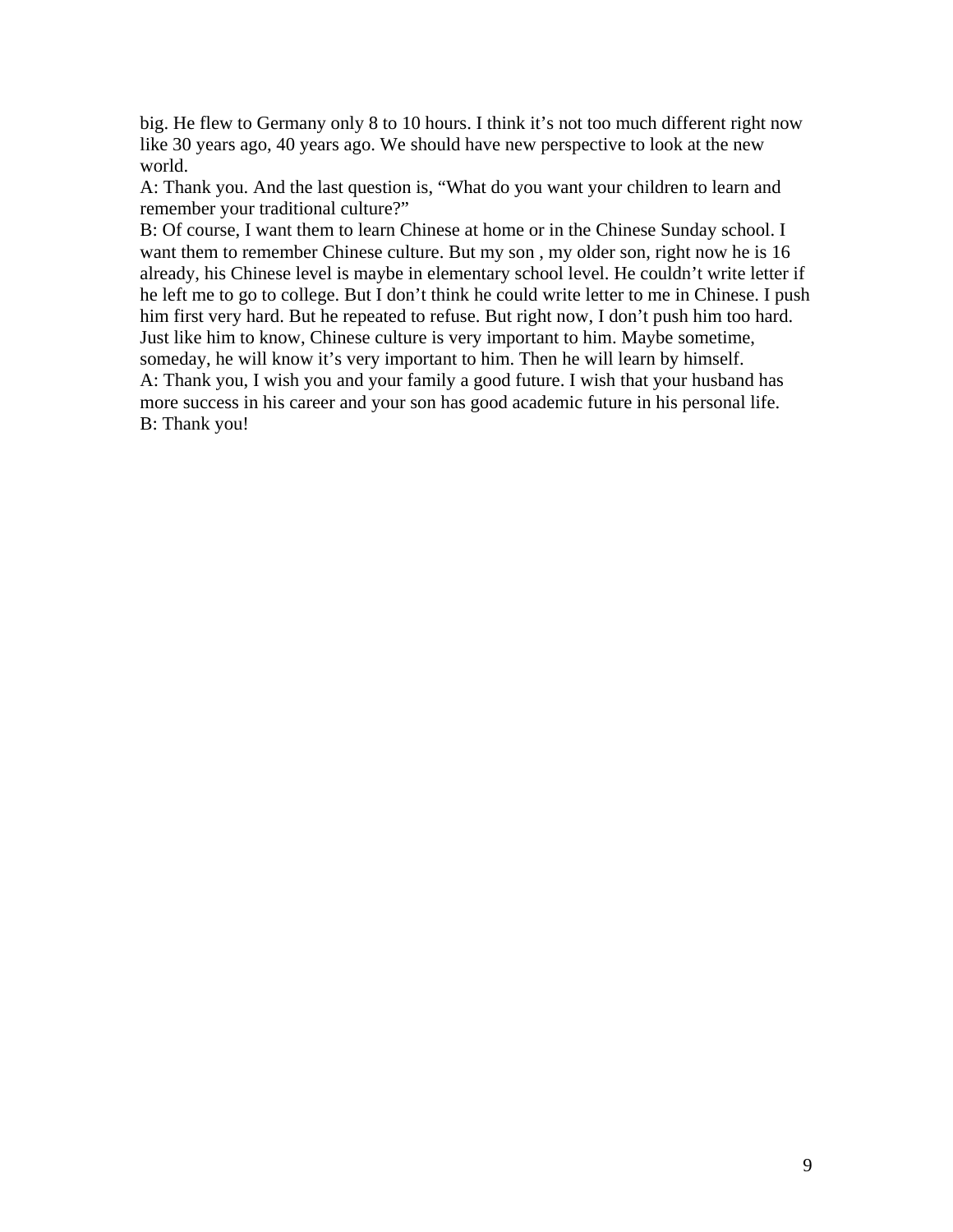big. He flew to Germany only 8 to 10 hours. I think it's not too much different right now like 30 years ago, 40 years ago. We should have new perspective to look at the new world.

A: Thank you. And the last question is, "What do you want your children to learn and remember your traditional culture?"

B: Of course, I want them to learn Chinese at home or in the Chinese Sunday school. I want them to remember Chinese culture. But my son , my older son, right now he is 16 already, his Chinese level is maybe in elementary school level. He couldn't write letter if he left me to go to college. But I don't think he could write letter to me in Chinese. I push him first very hard. But he repeated to refuse. But right now, I don't push him too hard. Just like him to know, Chinese culture is very important to him. Maybe sometime, someday, he will know it's very important to him. Then he will learn by himself.

A: Thank you, I wish you and your family a good future. I wish that your husband has more success in his career and your son has good academic future in his personal life.

B: Thank you!